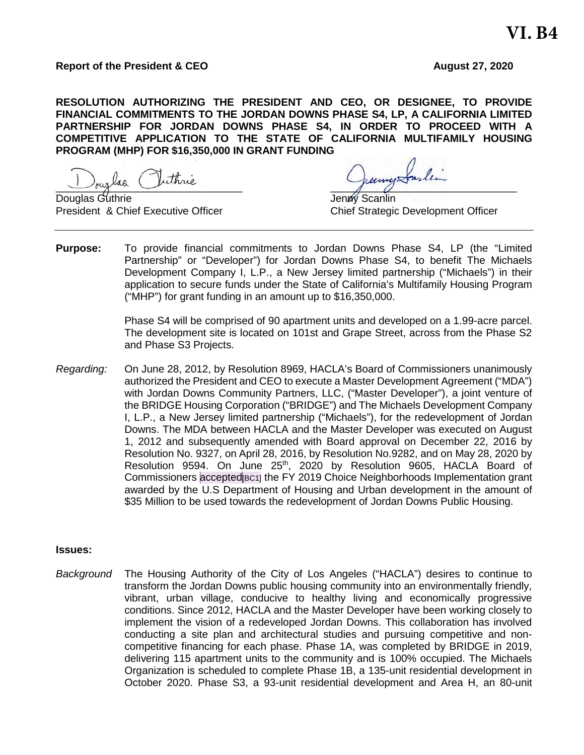# VI. B4

**Report of the President & CEO** **August 27, 2020**

**RESOLUTION AUTHORIZING THE PRESIDENT AND CEO, OR DESIGNEE, TO PROVIDE FINANCIAL COMMITMENTS TO THE JORDAN DOWNS PHASE S4, LP, A CALIFORNIA LIMITED PARTNERSHIP FOR JORDAN DOWNS PHASE S4, IN ORDER TO PROCEED WITH A COMPETITIVE APPLICATION TO THE STATE OF CALIFORNIA MULTIFAMILY HOUSING PROGRAM (MHP) FOR $16,350,000 IN GRANT FUNDING**

Douglas Guthrie
President & Chief Executive Officer

Jenny Scanlin
Chief Strategic Development Officer

---

**Purpose:** To provide financial commitments to Jordan Downs Phase S4, LP (the "Limited Partnership" or "Developer") for Jordan Downs Phase S4, to benefit The Michaels Development Company I, L.P., a New Jersey limited partnership ("Michaels") in their application to secure funds under the State of California's Multifamily Housing Program ("MHP") for grant funding in an amount up to $16,350,000.

Phase S4 will be comprised of 90 apartment units and developed on a 1.99-acre parcel. The development site is located on 101st and Grape Street, across from the Phase S2 and Phase S3 Projects.

*Regarding:* On June 28, 2012, by Resolution 8969, HACLA's Board of Commissioners unanimously authorized the President and CEO to execute a Master Development Agreement ("MDA") with Jordan Downs Community Partners, LLC, ("Master Developer"), a joint venture of the BRIDGE Housing Corporation ("BRIDGE") and The Michaels Development Company I, L.P., a New Jersey limited partnership ("Michaels"), for the redevelopment of Jordan Downs. The MDA between HACLA and the Master Developer was executed on August 1, 2012 and subsequently amended with Board approval on December 22, 2016 by Resolution No. 9327, on April 28, 2016, by Resolution No.9282, and on May 28, 2020 by Resolution 9594. On June 25th, 2020 by Resolution 9605, HACLA Board of Commissioners accepted[BC1] the FY 2019 Choice Neighborhoods Implementation grant awarded by the U.S Department of Housing and Urban development in the amount of $35 Million to be used towards the redevelopment of Jordan Downs Public Housing.

**Issues:**

*Background* The Housing Authority of the City of Los Angeles ("HACLA") desires to continue to transform the Jordan Downs public housing community into an environmentally friendly, vibrant, urban village, conducive to healthy living and economically progressive conditions. Since 2012, HACLA and the Master Developer have been working closely to implement the vision of a redeveloped Jordan Downs. This collaboration has involved conducting a site plan and architectural studies and pursuing competitive and non-competitive financing for each phase. Phase 1A, was completed by BRIDGE in 2019, delivering 115 apartment units to the community and is 100% occupied. The Michaels Organization is scheduled to complete Phase 1B, a 135-unit residential development in October 2020. Phase S3, a 93-unit residential development and Area H, an 80-unit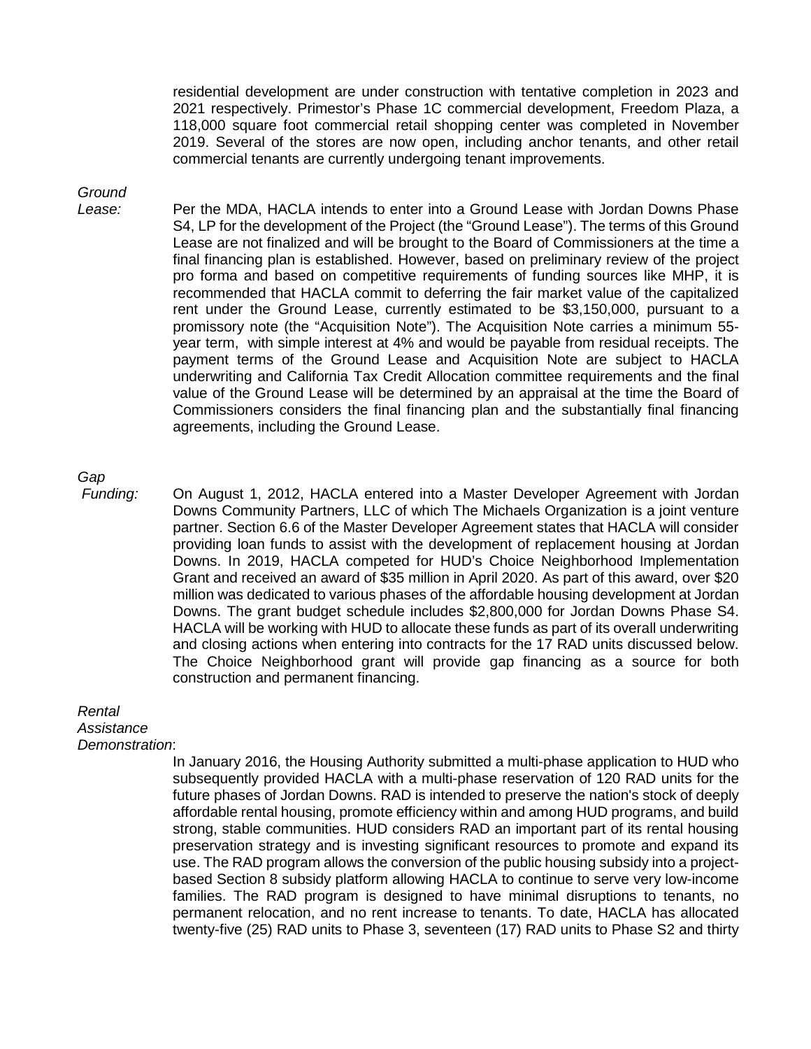residential development are under construction with tentative completion in 2023 and 2021 respectively. Primestor's Phase 1C commercial development, Freedom Plaza, a 118,000 square foot commercial retail shopping center was completed in November 2019. Several of the stores are now open, including anchor tenants, and other retail commercial tenants are currently undergoing tenant improvements.

*Ground Lease:* Per the MDA, HACLA intends to enter into a Ground Lease with Jordan Downs Phase S4, LP for the development of the Project (the "Ground Lease"). The terms of this Ground Lease are not finalized and will be brought to the Board of Commissioners at the time a final financing plan is established. However, based on preliminary review of the project pro forma and based on competitive requirements of funding sources like MHP, it is recommended that HACLA commit to deferring the fair market value of the capitalized rent under the Ground Lease, currently estimated to be $3,150,000, pursuant to a promissory note (the "Acquisition Note"). The Acquisition Note carries a minimum 55-year term, with simple interest at 4% and would be payable from residual receipts. The payment terms of the Ground Lease and Acquisition Note are subject to HACLA underwriting and California Tax Credit Allocation committee requirements and the final value of the Ground Lease will be determined by an appraisal at the time the Board of Commissioners considers the final financing plan and the substantially final financing agreements, including the Ground Lease.

*Gap Funding:* On August 1, 2012, HACLA entered into a Master Developer Agreement with Jordan Downs Community Partners, LLC of which The Michaels Organization is a joint venture partner. Section 6.6 of the Master Developer Agreement states that HACLA will consider providing loan funds to assist with the development of replacement housing at Jordan Downs. In 2019, HACLA competed for HUD's Choice Neighborhood Implementation Grant and received an award of $35 million in April 2020. As part of this award, over $20 million was dedicated to various phases of the affordable housing development at Jordan Downs. The grant budget schedule includes $2,800,000 for Jordan Downs Phase S4. HACLA will be working with HUD to allocate these funds as part of its overall underwriting and closing actions when entering into contracts for the 17 RAD units discussed below. The Choice Neighborhood grant will provide gap financing as a source for both construction and permanent financing.

*Rental Assistance Demonstration*:

In January 2016, the Housing Authority submitted a multi-phase application to HUD who subsequently provided HACLA with a multi-phase reservation of 120 RAD units for the future phases of Jordan Downs. RAD is intended to preserve the nation's stock of deeply affordable rental housing, promote efficiency within and among HUD programs, and build strong, stable communities. HUD considers RAD an important part of its rental housing preservation strategy and is investing significant resources to promote and expand its use. The RAD program allows the conversion of the public housing subsidy into a project-based Section 8 subsidy platform allowing HACLA to continue to serve very low-income families. The RAD program is designed to have minimal disruptions to tenants, no permanent relocation, and no rent increase to tenants. To date, HACLA has allocated twenty-five (25) RAD units to Phase 3, seventeen (17) RAD units to Phase S2 and thirty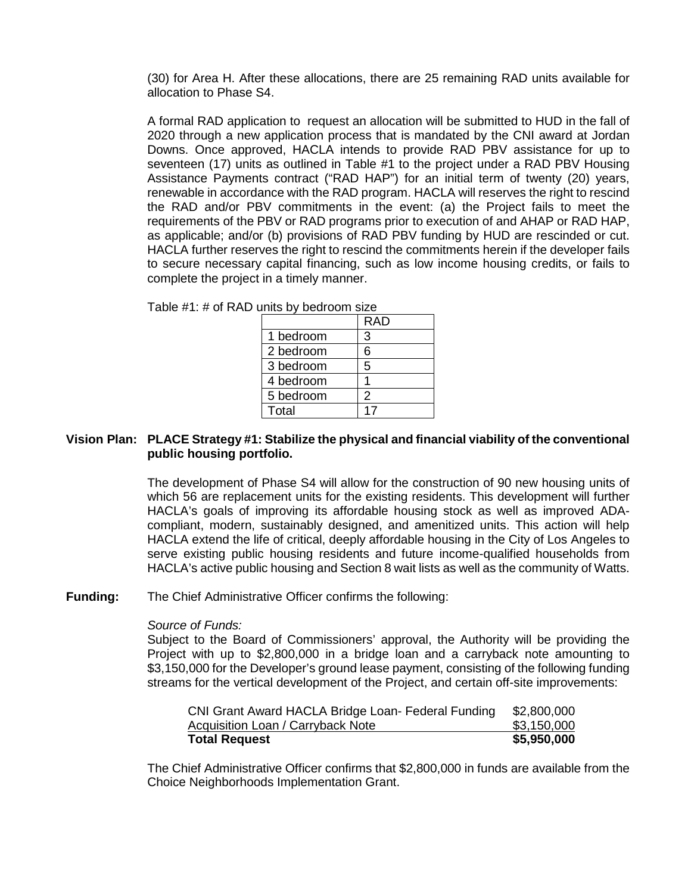(30) for Area H. After these allocations, there are 25 remaining RAD units available for allocation to Phase S4.

A formal RAD application to request an allocation will be submitted to HUD in the fall of 2020 through a new application process that is mandated by the CNI award at Jordan Downs. Once approved, HACLA intends to provide RAD PBV assistance for up to seventeen (17) units as outlined in Table #1 to the project under a RAD PBV Housing Assistance Payments contract ("RAD HAP") for an initial term of twenty (20) years, renewable in accordance with the RAD program. HACLA will reserves the right to rescind the RAD and/or PBV commitments in the event: (a) the Project fails to meet the requirements of the PBV or RAD programs prior to execution of and AHAP or RAD HAP, as applicable; and/or (b) provisions of RAD PBV funding by HUD are rescinded or cut. HACLA further reserves the right to rescind the commitments herein if the developer fails to secure necessary capital financing, such as low income housing credits, or fails to complete the project in a timely manner.

Table #1: # of RAD units by bedroom size

| | RAD |
|---|---|
| 1 bedroom | 3 |
| 2 bedroom | 6 |
| 3 bedroom | 5 |
| 4 bedroom | 1 |
| 5 bedroom | 2 |
| Total | 17 |

**Vision Plan: PLACE Strategy #1: Stabilize the physical and financial viability of the conventional public housing portfolio.**

The development of Phase S4 will allow for the construction of 90 new housing units of which 56 are replacement units for the existing residents. This development will further HACLA's goals of improving its affordable housing stock as well as improved ADA-compliant, modern, sustainably designed, and amenitized units. This action will help HACLA extend the life of critical, deeply affordable housing in the City of Los Angeles to serve existing public housing residents and future income-qualified households from HACLA's active public housing and Section 8 wait lists as well as the community of Watts.

**Funding:** The Chief Administrative Officer confirms the following:

*Source of Funds:*

Subject to the Board of Commissioners' approval, the Authority will be providing the Project with up to $2,800,000 in a bridge loan and a carryback note amounting to $3,150,000 for the Developer's ground lease payment, consisting of the following funding streams for the vertical development of the Project, and certain off-site improvements:

| | |
|---|---|
| CNI Grant Award HACLA Bridge Loan- Federal Funding | $2,800,000 |
| Acquisition Loan / Carryback Note | $3,150,000 |
| **Total Request** | **$5,950,000** |

The Chief Administrative Officer confirms that $2,800,000 in funds are available from the Choice Neighborhoods Implementation Grant.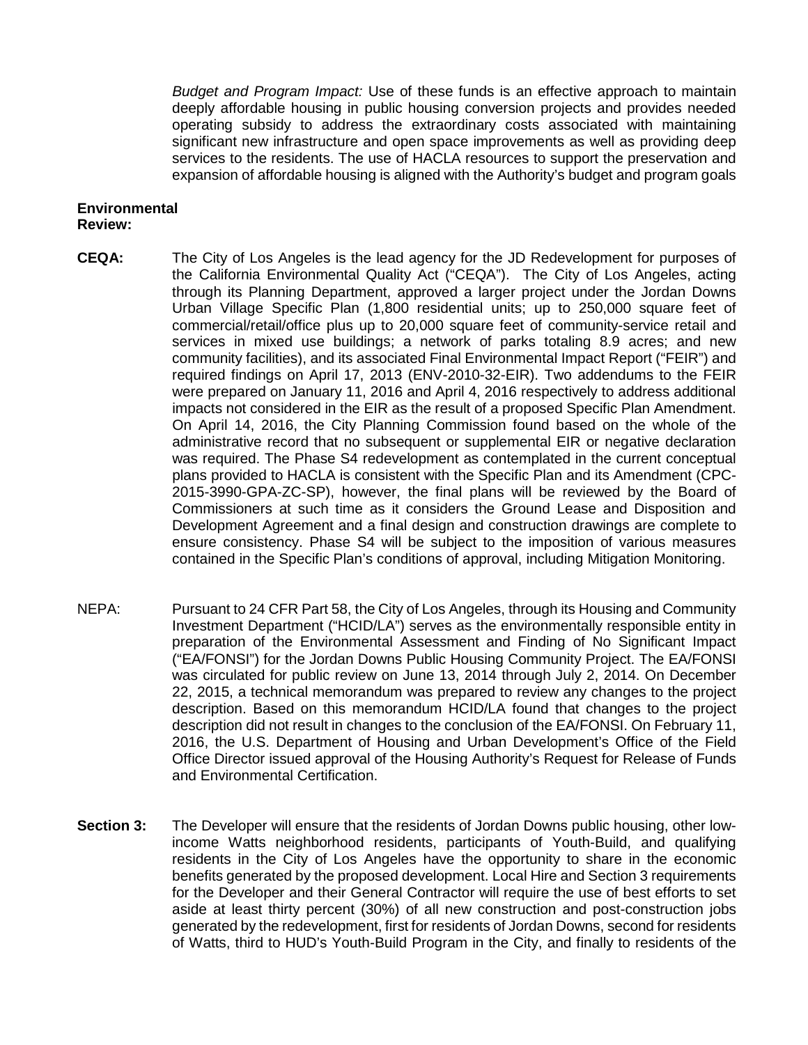*Budget and Program Impact:* Use of these funds is an effective approach to maintain deeply affordable housing in public housing conversion projects and provides needed operating subsidy to address the extraordinary costs associated with maintaining significant new infrastructure and open space improvements as well as providing deep services to the residents. The use of HACLA resources to support the preservation and expansion of affordable housing is aligned with the Authority's budget and program goals

**Environmental Review:**

**CEQA:** The City of Los Angeles is the lead agency for the JD Redevelopment for purposes of the California Environmental Quality Act ("CEQA"). The City of Los Angeles, acting through its Planning Department, approved a larger project under the Jordan Downs Urban Village Specific Plan (1,800 residential units; up to 250,000 square feet of commercial/retail/office plus up to 20,000 square feet of community-service retail and services in mixed use buildings; a network of parks totaling 8.9 acres; and new community facilities), and its associated Final Environmental Impact Report ("FEIR") and required findings on April 17, 2013 (ENV-2010-32-EIR). Two addendums to the FEIR were prepared on January 11, 2016 and April 4, 2016 respectively to address additional impacts not considered in the EIR as the result of a proposed Specific Plan Amendment. On April 14, 2016, the City Planning Commission found based on the whole of the administrative record that no subsequent or supplemental EIR or negative declaration was required. The Phase S4 redevelopment as contemplated in the current conceptual plans provided to HACLA is consistent with the Specific Plan and its Amendment (CPC-2015-3990-GPA-ZC-SP), however, the final plans will be reviewed by the Board of Commissioners at such time as it considers the Ground Lease and Disposition and Development Agreement and a final design and construction drawings are complete to ensure consistency. Phase S4 will be subject to the imposition of various measures contained in the Specific Plan's conditions of approval, including Mitigation Monitoring.

NEPA: Pursuant to 24 CFR Part 58, the City of Los Angeles, through its Housing and Community Investment Department ("HCID/LA") serves as the environmentally responsible entity in preparation of the Environmental Assessment and Finding of No Significant Impact ("EA/FONSI") for the Jordan Downs Public Housing Community Project. The EA/FONSI was circulated for public review on June 13, 2014 through July 2, 2014. On December 22, 2015, a technical memorandum was prepared to review any changes to the project description. Based on this memorandum HCID/LA found that changes to the project description did not result in changes to the conclusion of the EA/FONSI. On February 11, 2016, the U.S. Department of Housing and Urban Development's Office of the Field Office Director issued approval of the Housing Authority's Request for Release of Funds and Environmental Certification.

**Section 3:** The Developer will ensure that the residents of Jordan Downs public housing, other low-income Watts neighborhood residents, participants of Youth-Build, and qualifying residents in the City of Los Angeles have the opportunity to share in the economic benefits generated by the proposed development. Local Hire and Section 3 requirements for the Developer and their General Contractor will require the use of best efforts to set aside at least thirty percent (30%) of all new construction and post-construction jobs generated by the redevelopment, first for residents of Jordan Downs, second for residents of Watts, third to HUD's Youth-Build Program in the City, and finally to residents of the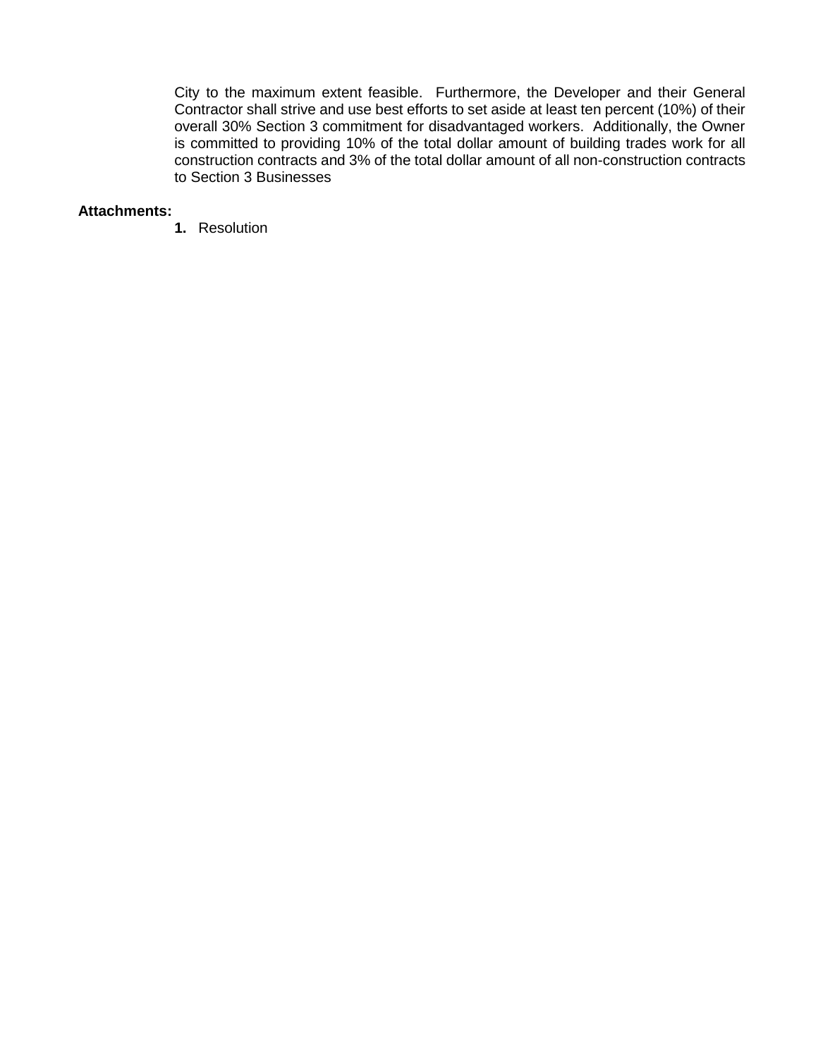City to the maximum extent feasible. Furthermore, the Developer and their General Contractor shall strive and use best efforts to set aside at least ten percent (10%) of their overall 30% Section 3 commitment for disadvantaged workers. Additionally, the Owner is committed to providing 10% of the total dollar amount of building trades work for all construction contracts and 3% of the total dollar amount of all non-construction contracts to Section 3 Businesses

**Attachments:**

1. Resolution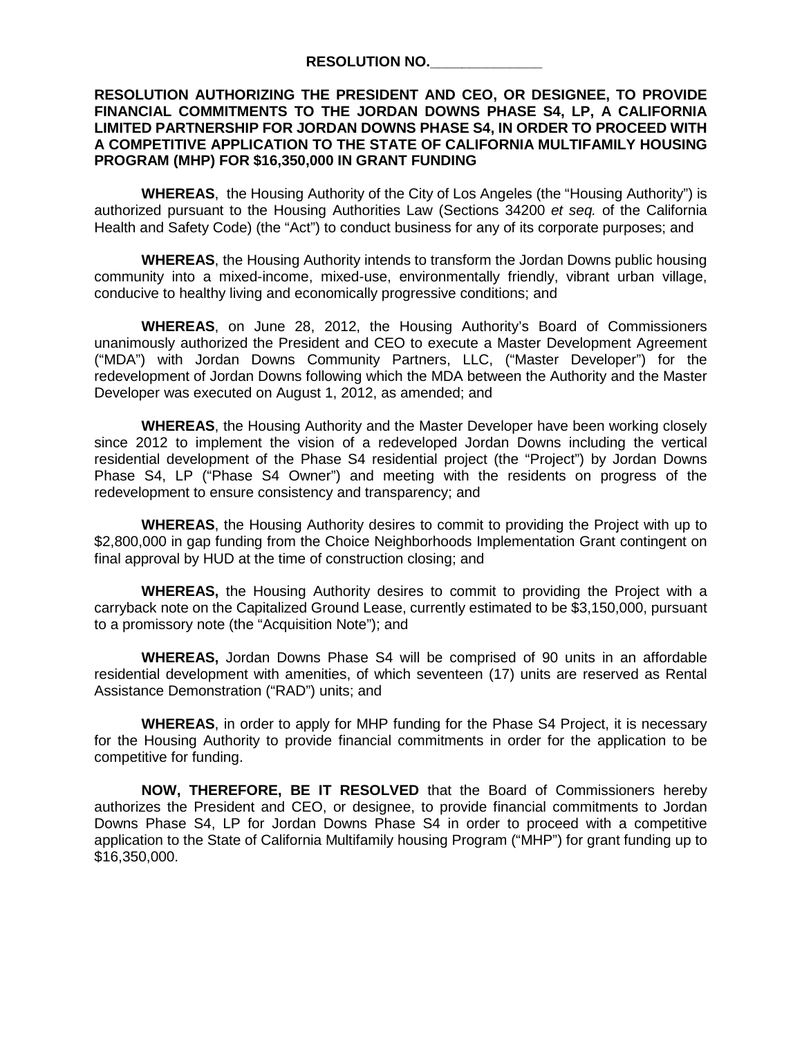**RESOLUTION NO.______________**

**RESOLUTION AUTHORIZING THE PRESIDENT AND CEO, OR DESIGNEE, TO PROVIDE FINANCIAL COMMITMENTS TO THE JORDAN DOWNS PHASE S4, LP, A CALIFORNIA LIMITED PARTNERSHIP FOR JORDAN DOWNS PHASE S4, IN ORDER TO PROCEED WITH A COMPETITIVE APPLICATION TO THE STATE OF CALIFORNIA MULTIFAMILY HOUSING PROGRAM (MHP) FOR $16,350,000 IN GRANT FUNDING**

**WHEREAS**, the Housing Authority of the City of Los Angeles (the "Housing Authority") is authorized pursuant to the Housing Authorities Law (Sections 34200 *et seq.* of the California Health and Safety Code) (the "Act") to conduct business for any of its corporate purposes; and

**WHEREAS**, the Housing Authority intends to transform the Jordan Downs public housing community into a mixed-income, mixed-use, environmentally friendly, vibrant urban village, conducive to healthy living and economically progressive conditions; and

**WHEREAS**, on June 28, 2012, the Housing Authority's Board of Commissioners unanimously authorized the President and CEO to execute a Master Development Agreement ("MDA") with Jordan Downs Community Partners, LLC, ("Master Developer") for the redevelopment of Jordan Downs following which the MDA between the Authority and the Master Developer was executed on August 1, 2012, as amended; and

**WHEREAS**, the Housing Authority and the Master Developer have been working closely since 2012 to implement the vision of a redeveloped Jordan Downs including the vertical residential development of the Phase S4 residential project (the "Project") by Jordan Downs Phase S4, LP ("Phase S4 Owner") and meeting with the residents on progress of the redevelopment to ensure consistency and transparency; and

**WHEREAS**, the Housing Authority desires to commit to providing the Project with up to $2,800,000 in gap funding from the Choice Neighborhoods Implementation Grant contingent on final approval by HUD at the time of construction closing; and

**WHEREAS,** the Housing Authority desires to commit to providing the Project with a carryback note on the Capitalized Ground Lease, currently estimated to be $3,150,000, pursuant to a promissory note (the "Acquisition Note"); and

**WHEREAS,** Jordan Downs Phase S4 will be comprised of 90 units in an affordable residential development with amenities, of which seventeen (17) units are reserved as Rental Assistance Demonstration ("RAD") units; and

**WHEREAS**, in order to apply for MHP funding for the Phase S4 Project, it is necessary for the Housing Authority to provide financial commitments in order for the application to be competitive for funding.

**NOW, THEREFORE, BE IT RESOLVED** that the Board of Commissioners hereby authorizes the President and CEO, or designee, to provide financial commitments to Jordan Downs Phase S4, LP for Jordan Downs Phase S4 in order to proceed with a competitive application to the State of California Multifamily housing Program ("MHP") for grant funding up to $16,350,000.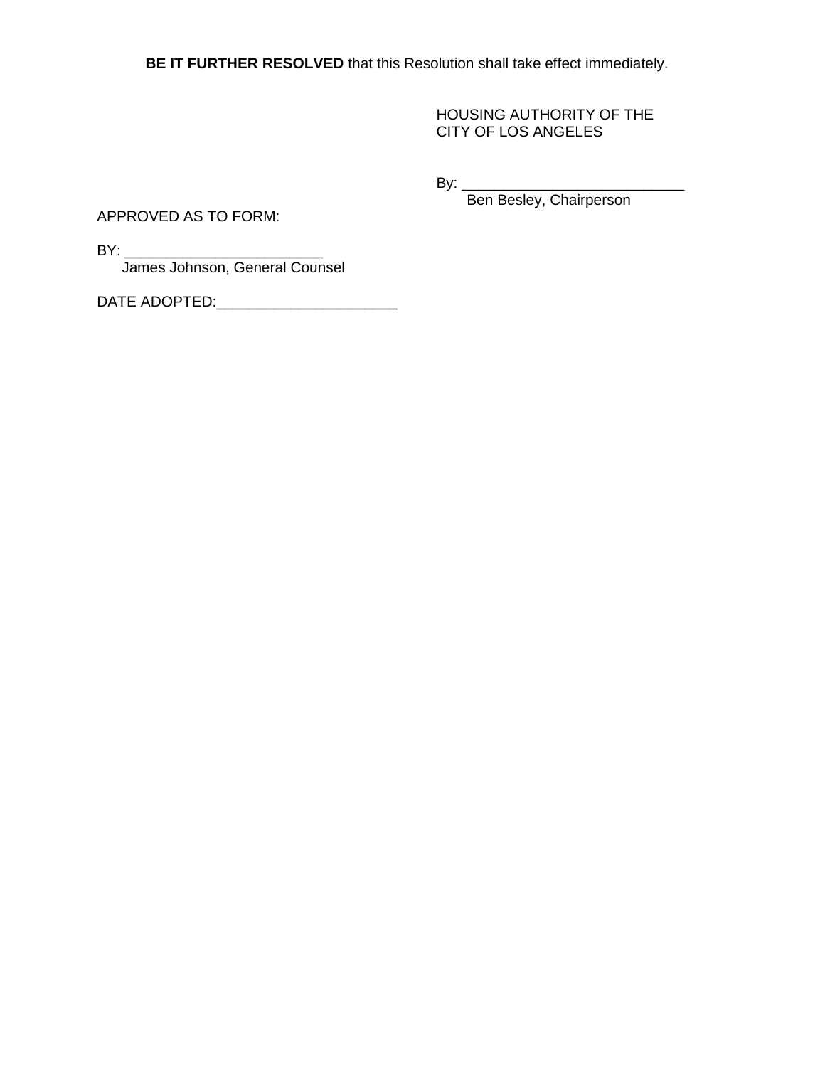**BE IT FURTHER RESOLVED** that this Resolution shall take effect immediately.

HOUSING AUTHORITY OF THE
CITY OF LOS ANGELES

By: ___________________________
Ben Besley, Chairperson

APPROVED AS TO FORM:

BY: ________________________
James Johnson, General Counsel

DATE ADOPTED:______________________